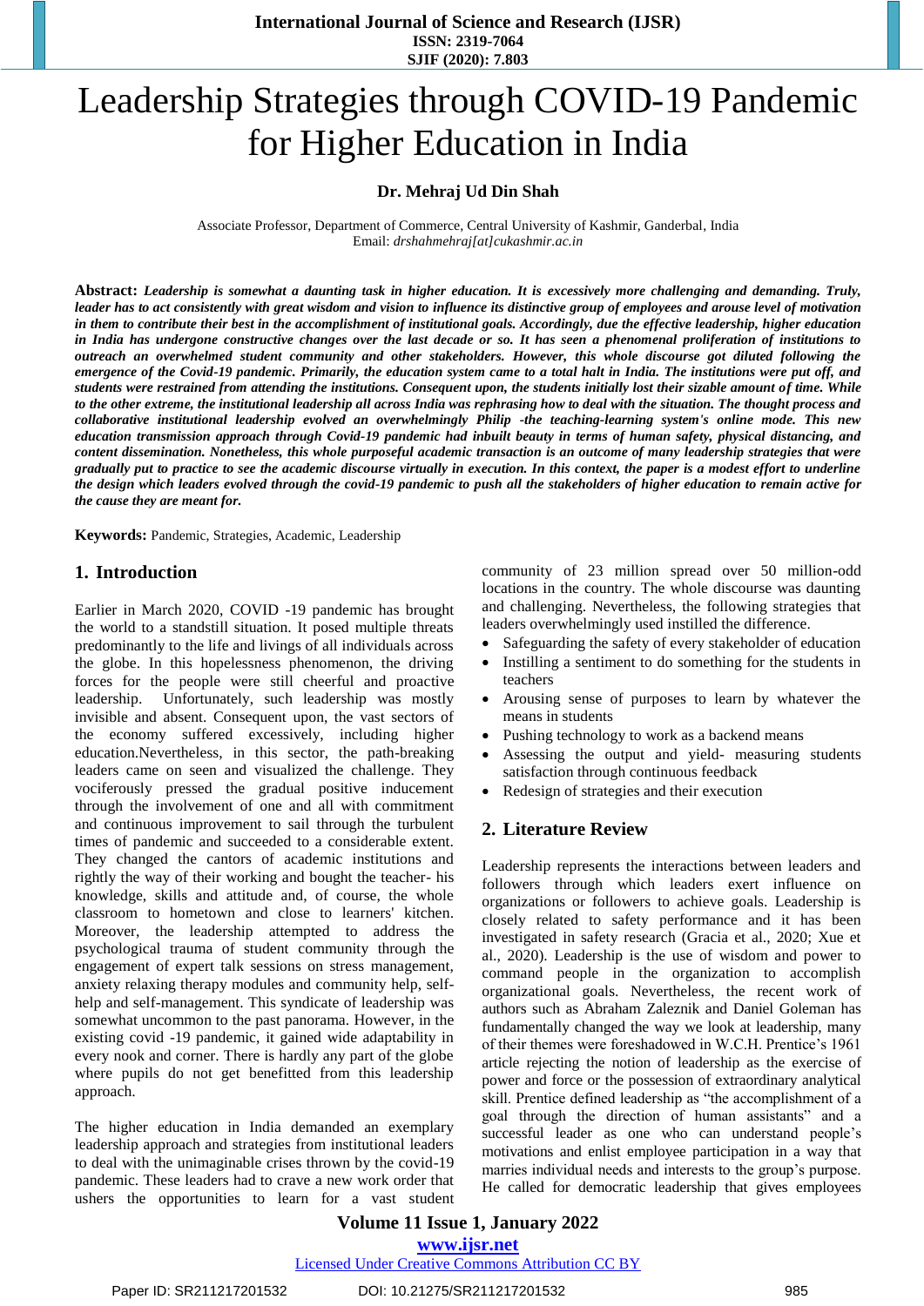# Leadership Strategies through COVID-19 Pandemic for Higher Education in India

**Dr. Mehraj Ud Din Shah**

Associate Professor, Department of Commerce, Central University of Kashmir, Ganderbal, India
Email: *drshahmehraj[at]cukashmir.ac.in*

**Abstract:** ***Leadership is somewhat a daunting task in higher education. It is excessively more challenging and demanding. Truly, leader has to act consistently with great wisdom and vision to influence its distinctive group of employees and arouse level of motivation in them to contribute their best in the accomplishment of institutional goals. Accordingly, due the effective leadership, higher education in India has undergone constructive changes over the last decade or so. It has seen a phenomenal proliferation of institutions to outreach an overwhelmed student community and other stakeholders. However, this whole discourse got diluted following the emergence of the Covid-19 pandemic. Primarily, the education system came to a total halt in India. The institutions were put off, and students were restrained from attending the institutions. Consequent upon, the students initially lost their sizable amount of time. While to the other extreme, the institutional leadership all across India was rephrasing how to deal with the situation. The thought process and collaborative institutional leadership evolved an overwhelmingly Philip -the teaching-learning system's online mode. This new education transmission approach through Covid-19 pandemic had inbuilt beauty in terms of human safety, physical distancing, and content dissemination. Nonetheless, this whole purposeful academic transaction is an outcome of many leadership strategies that were gradually put to practice to see the academic discourse virtually in execution. In this context, the paper is a modest effort to underline the design which leaders evolved through the covid-19 pandemic to push all the stakeholders of higher education to remain active for the cause they are meant for.***

**Keywords:** Pandemic, Strategies, Academic, Leadership

## 1. Introduction

Earlier in March 2020, COVID -19 pandemic has brought the world to a standstill situation. It posed multiple threats predominantly to the life and livings of all individuals across the globe. In this hopelessness phenomenon, the driving forces for the people were still cheerful and proactive leadership. Unfortunately, such leadership was mostly invisible and absent. Consequent upon, the vast sectors of the economy suffered excessively, including higher education.Nevertheless, in this sector, the path-breaking leaders came on seen and visualized the challenge. They vociferously pressed the gradual positive inducement through the involvement of one and all with commitment and continuous improvement to sail through the turbulent times of pandemic and succeeded to a considerable extent. They changed the cantors of academic institutions and rightly the way of their working and bought the teacher- his knowledge, skills and attitude and, of course, the whole classroom to hometown and close to learners' kitchen. Moreover, the leadership attempted to address the psychological trauma of student community through the engagement of expert talk sessions on stress management, anxiety relaxing therapy modules and community help, self-help and self-management. This syndicate of leadership was somewhat uncommon to the past panorama. However, in the existing covid -19 pandemic, it gained wide adaptability in every nook and corner. There is hardly any part of the globe where pupils do not get benefitted from this leadership approach.

The higher education in India demanded an exemplary leadership approach and strategies from institutional leaders to deal with the unimaginable crises thrown by the covid-19 pandemic. These leaders had to crave a new work order that ushers the opportunities to learn for a vast student community of 23 million spread over 50 million-odd locations in the country. The whole discourse was daunting and challenging. Nevertheless, the following strategies that leaders overwhelmingly used instilled the difference.

- Safeguarding the safety of every stakeholder of education
- Instilling a sentiment to do something for the students in teachers
- Arousing sense of purposes to learn by whatever the means in students
- Pushing technology to work as a backend means
- Assessing the output and yield- measuring students satisfaction through continuous feedback
- Redesign of strategies and their execution

## 2. Literature Review

Leadership represents the interactions between leaders and followers through which leaders exert influence on organizations or followers to achieve goals. Leadership is closely related to safety performance and it has been investigated in safety research (Gracia et al., 2020; Xue et al., 2020). Leadership is the use of wisdom and power to command people in the organization to accomplish organizational goals. Nevertheless, the recent work of authors such as Abraham Zaleznik and Daniel Goleman has fundamentally changed the way we look at leadership, many of their themes were foreshadowed in W.C.H. Prentice's 1961 article rejecting the notion of leadership as the exercise of power and force or the possession of extraordinary analytical skill. Prentice defined leadership as "the accomplishment of a goal through the direction of human assistants" and a successful leader as one who can understand people's motivations and enlist employee participation in a way that marries individual needs and interests to the group's purpose. He called for democratic leadership that gives employees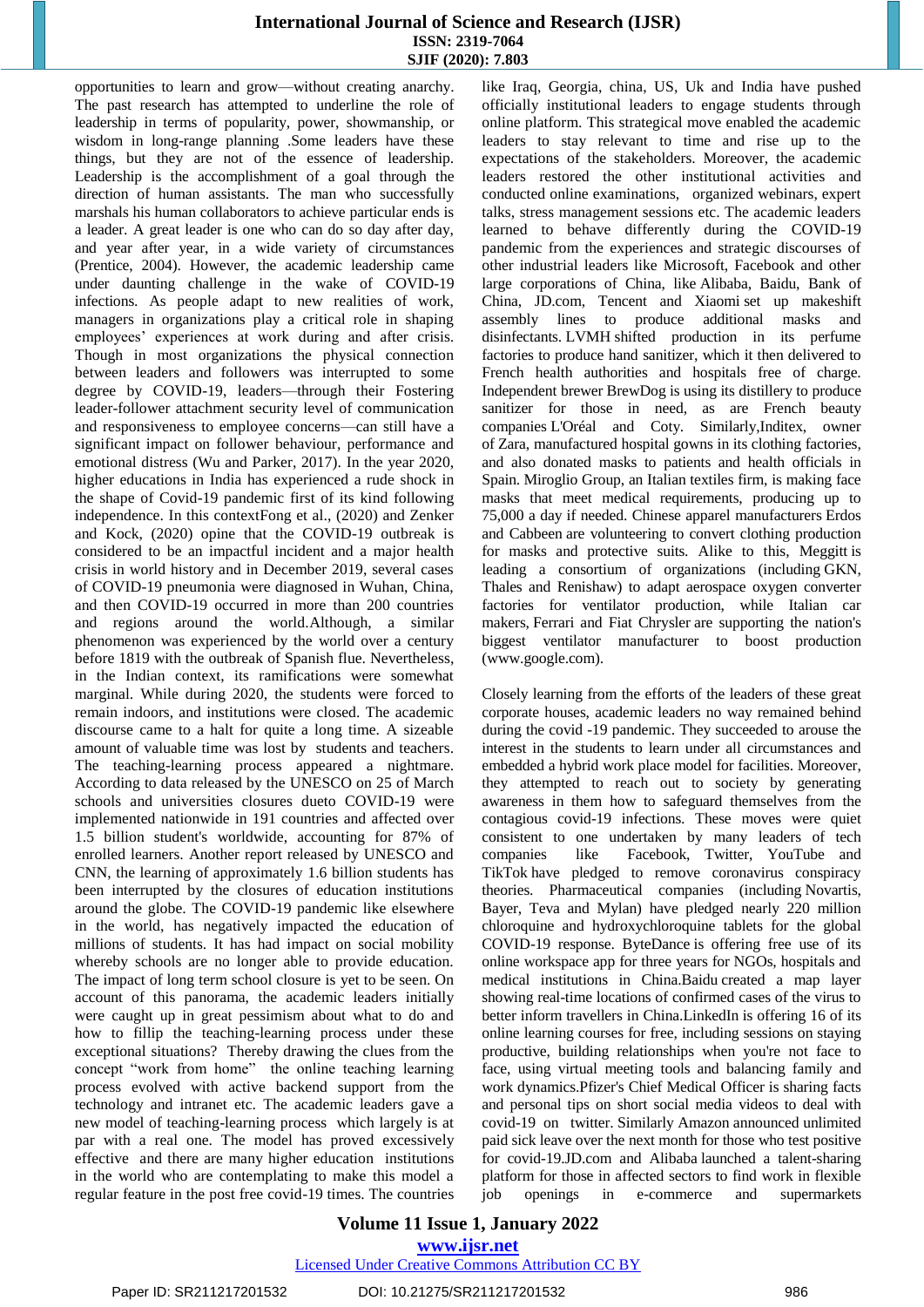opportunities to learn and grow—without creating anarchy. The past research has attempted to underline the role of leadership in terms of popularity, power, showmanship, or wisdom in long-range planning .Some leaders have these things, but they are not of the essence of leadership. Leadership is the accomplishment of a goal through the direction of human assistants. The man who successfully marshals his human collaborators to achieve particular ends is a leader. A great leader is one who can do so day after day, and year after year, in a wide variety of circumstances (Prentice, 2004). However, the academic leadership came under daunting challenge in the wake of COVID-19 infections. As people adapt to new realities of work, managers in organizations play a critical role in shaping employees' experiences at work during and after crisis. Though in most organizations the physical connection between leaders and followers was interrupted to some degree by COVID-19, leaders—through their Fostering leader-follower attachment security level of communication and responsiveness to employee concerns—can still have a significant impact on follower behaviour, performance and emotional distress (Wu and Parker, 2017). In the year 2020, higher educations in India has experienced a rude shock in the shape of Covid-19 pandemic first of its kind following independence. In this contextFong et al., (2020) and Zenker and Kock, (2020) opine that the COVID-19 outbreak is considered to be an impactful incident and a major health crisis in world history and in December 2019, several cases of COVID-19 pneumonia were diagnosed in Wuhan, China, and then COVID-19 occurred in more than 200 countries and regions around the world.Although, a similar phenomenon was experienced by the world over a century before 1819 with the outbreak of Spanish flue. Nevertheless, in the Indian context, its ramifications were somewhat marginal. While during 2020, the students were forced to remain indoors, and institutions were closed. The academic discourse came to a halt for quite a long time. A sizeable amount of valuable time was lost by students and teachers. The teaching-learning process appeared a nightmare. According to data released by the UNESCO on 25 of March schools and universities closures dueto COVID-19 were implemented nationwide in 191 countries and affected over 1.5 billion student's worldwide, accounting for 87% of enrolled learners. Another report released by UNESCO and CNN, the learning of approximately 1.6 billion students has been interrupted by the closures of education institutions around the globe. The COVID-19 pandemic like elsewhere in the world, has negatively impacted the education of millions of students. It has had impact on social mobility whereby schools are no longer able to provide education. The impact of long term school closure is yet to be seen. On account of this panorama, the academic leaders initially were caught up in great pessimism about what to do and how to fillip the teaching-learning process under these exceptional situations? Thereby drawing the clues from the concept "work from home" the online teaching learning process evolved with active backend support from the technology and intranet etc. The academic leaders gave a new model of teaching-learning process which largely is at par with a real one. The model has proved excessively effective and there are many higher education institutions in the world who are contemplating to make this model a regular feature in the post free covid-19 times. The countries like Iraq, Georgia, china, US, Uk and India have pushed officially institutional leaders to engage students through online platform. This strategical move enabled the academic leaders to stay relevant to time and rise up to the expectations of the stakeholders. Moreover, the academic leaders restored the other institutional activities and conducted online examinations, organized webinars, expert talks, stress management sessions etc. The academic leaders learned to behave differently during the COVID-19 pandemic from the experiences and strategic discourses of other industrial leaders like Microsoft, Facebook and other large corporations of China, like Alibaba, Baidu, Bank of China, JD.com, Tencent and Xiaomi set up makeshift assembly lines to produce additional masks and disinfectants. LVMH shifted production in its perfume factories to produce hand sanitizer, which it then delivered to French health authorities and hospitals free of charge. Independent brewer BrewDog is using its distillery to produce sanitizer for those in need, as are French beauty companies L'Oréal and Coty. Similarly,Inditex, owner of Zara, manufactured hospital gowns in its clothing factories, and also donated masks to patients and health officials in Spain. Miroglio Group, an Italian textiles firm, is making face masks that meet medical requirements, producing up to 75,000 a day if needed. Chinese apparel manufacturers Erdos and Cabbeen are volunteering to convert clothing production for masks and protective suits. Alike to this, Meggitt is leading a consortium of organizations (including GKN, Thales and Renishaw) to adapt aerospace oxygen converter factories for ventilator production, while Italian car makers, Ferrari and Fiat Chrysler are supporting the nation's biggest ventilator manufacturer to boost production (www.google.com).

Closely learning from the efforts of the leaders of these great corporate houses, academic leaders no way remained behind during the covid -19 pandemic. They succeeded to arouse the interest in the students to learn under all circumstances and embedded a hybrid work place model for facilities. Moreover, they attempted to reach out to society by generating awareness in them how to safeguard themselves from the contagious covid-19 infections. These moves were quiet consistent to one undertaken by many leaders of tech companies like Facebook, Twitter, YouTube and TikTok have pledged to remove coronavirus conspiracy theories. Pharmaceutical companies (including Novartis, Bayer, Teva and Mylan) have pledged nearly 220 million chloroquine and hydroxychloroquine tablets for the global COVID-19 response. ByteDance is offering free use of its online workspace app for three years for NGOs, hospitals and medical institutions in China.Baidu created a map showing real-time locations of confirmed cases of the virus to better inform travellers in China.LinkedIn is offering 16 of its online learning courses for free, including sessions on staying productive, building relationships when you're not face to face, using virtual meeting tools and balancing family and work dynamics.Pfizer's Chief Medical Officer is sharing facts and personal tips on short social media videos to deal with covid-19 on twitter. Similarly Amazon announced unlimited paid sick leave over the next month for those who test positive for covid-19.JD.com and Alibaba launched a talent-sharing platform for those in affected sectors to find work in flexible job openings in e-commerce and supermarkets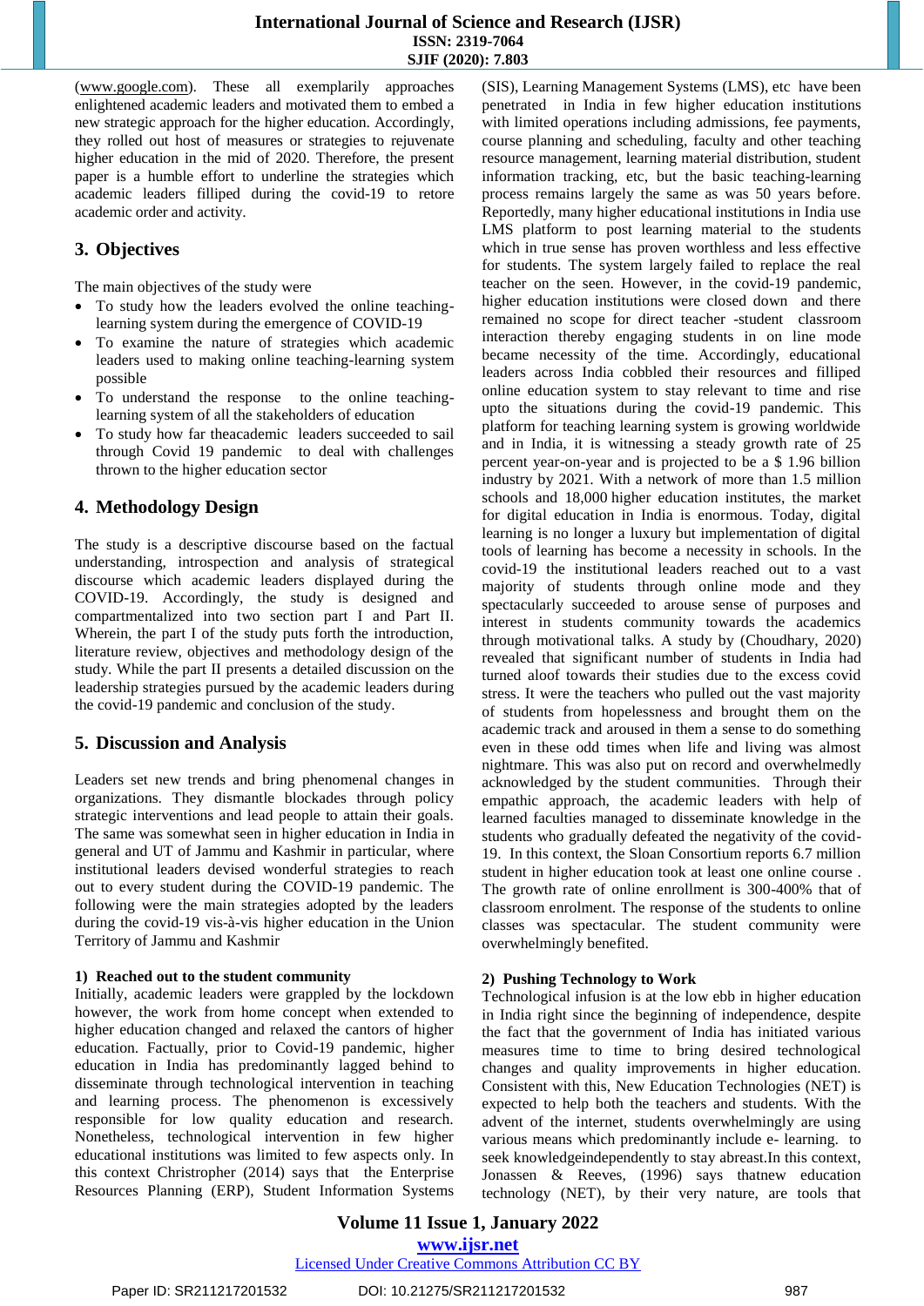(www.google.com). These all exemplarily approaches enlightened academic leaders and motivated them to embed a new strategic approach for the higher education. Accordingly, they rolled out host of measures or strategies to rejuvenate higher education in the mid of 2020. Therefore, the present paper is a humble effort to underline the strategies which academic leaders filliped during the covid-19 to retore academic order and activity.

## 3. Objectives

The main objectives of the study were

- To study how the leaders evolved the online teaching-learning system during the emergence of COVID-19
- To examine the nature of strategies which academic leaders used to making online teaching-learning system possible
- To understand the response to the online teaching-learning system of all the stakeholders of education
- To study how far theacademic leaders succeeded to sail through Covid 19 pandemic to deal with challenges thrown to the higher education sector

## 4. Methodology Design

The study is a descriptive discourse based on the factual understanding, introspection and analysis of strategical discourse which academic leaders displayed during the COVID-19. Accordingly, the study is designed and compartmentalized into two section part I and Part II. Wherein, the part I of the study puts forth the introduction, literature review, objectives and methodology design of the study. While the part II presents a detailed discussion on the leadership strategies pursued by the academic leaders during the covid-19 pandemic and conclusion of the study.

## 5. Discussion and Analysis

Leaders set new trends and bring phenomenal changes in organizations. They dismantle blockades through policy strategic interventions and lead people to attain their goals. The same was somewhat seen in higher education in India in general and UT of Jammu and Kashmir in particular, where institutional leaders devised wonderful strategies to reach out to every student during the COVID-19 pandemic. The following were the main strategies adopted by the leaders during the covid-19 vis-à-vis higher education in the Union Territory of Jammu and Kashmir

### 1) Reached out to the student community

Initially, academic leaders were grappled by the lockdown however, the work from home concept when extended to higher education changed and relaxed the cantors of higher education. Factually, prior to Covid-19 pandemic, higher education in India has predominantly lagged behind to disseminate through technological intervention in teaching and learning process. The phenomenon is excessively responsible for low quality education and research. Nonetheless, technological intervention in few higher educational institutions was limited to few aspects only. In this context Christropher (2014) says that the Enterprise Resources Planning (ERP), Student Information Systems (SIS), Learning Management Systems (LMS), etc have been penetrated in India in few higher educational institutions with limited operations including admissions, fee payments, course planning and scheduling, faculty and other teaching resource management, learning material distribution, student information tracking, etc, but the basic teaching-learning process remains largely the same as was 50 years before. Reportedly, many higher educational institutions in India use LMS platform to post learning material to the students which in true sense has proven worthless and less effective for students. The system largely failed to replace the real teacher on the seen. However, in the covid-19 pandemic, higher education institutions were closed down and there remained no scope for direct teacher -student classroom interaction thereby engaging students in on line mode became necessity of the time. Accordingly, educational leaders across India cobbled their resources and filliped online education system to stay relevant to time and rise upto the situations during the covid-19 pandemic. This platform for teaching learning system is growing worldwide and in India, it is witnessing a steady growth rate of 25 percent year-on-year and is projected to be a $ 1.96 billion industry by 2021. With a network of more than 1.5 million schools and 18,000 higher education institutes, the market for digital education in India is enormous. Today, digital learning is no longer a luxury but implementation of digital tools of learning has become a necessity in schools. In the covid-19 the institutional leaders reached out to a vast majority of students through online mode and they spectacularly succeeded to arouse sense of purposes and interest in students community towards the academics through motivational talks. A study by (Choudhary, 2020) revealed that significant number of students in India had turned aloof towards their studies due to the excess covid stress. It were the teachers who pulled out the vast majority of students from hopelessness and brought them on the academic track and aroused in them a sense to do something even in these odd times when life and living was almost nightmare. This was also put on record and overwhelmedly acknowledged by the student communities. Through their empathic approach, the academic leaders with help of learned faculties managed to disseminate knowledge in the students who gradually defeated the negativity of the covid-19. In this context, the Sloan Consortium reports 6.7 million student in higher education took at least one online course . The growth rate of online enrollment is 300-400% that of classroom enrolment. The response of the students to online classes was spectacular. The student community were overwhelmingly benefited.

### 2) Pushing Technology to Work

Technological infusion is at the low ebb in higher education in India right since the beginning of independence, despite the fact that the government of India has initiated various measures time to time to bring desired technological changes and quality improvements in higher education. Consistent with this, New Education Technologies (NET) is expected to help both the teachers and students. With the advent of the internet, students overwhelmingly are using various means which predominantly include e- learning. to seek knowledgeindependently to stay abreast.In this context, Jonassen & Reeves, (1996) says thatnew education technology (NET), by their very nature, are tools that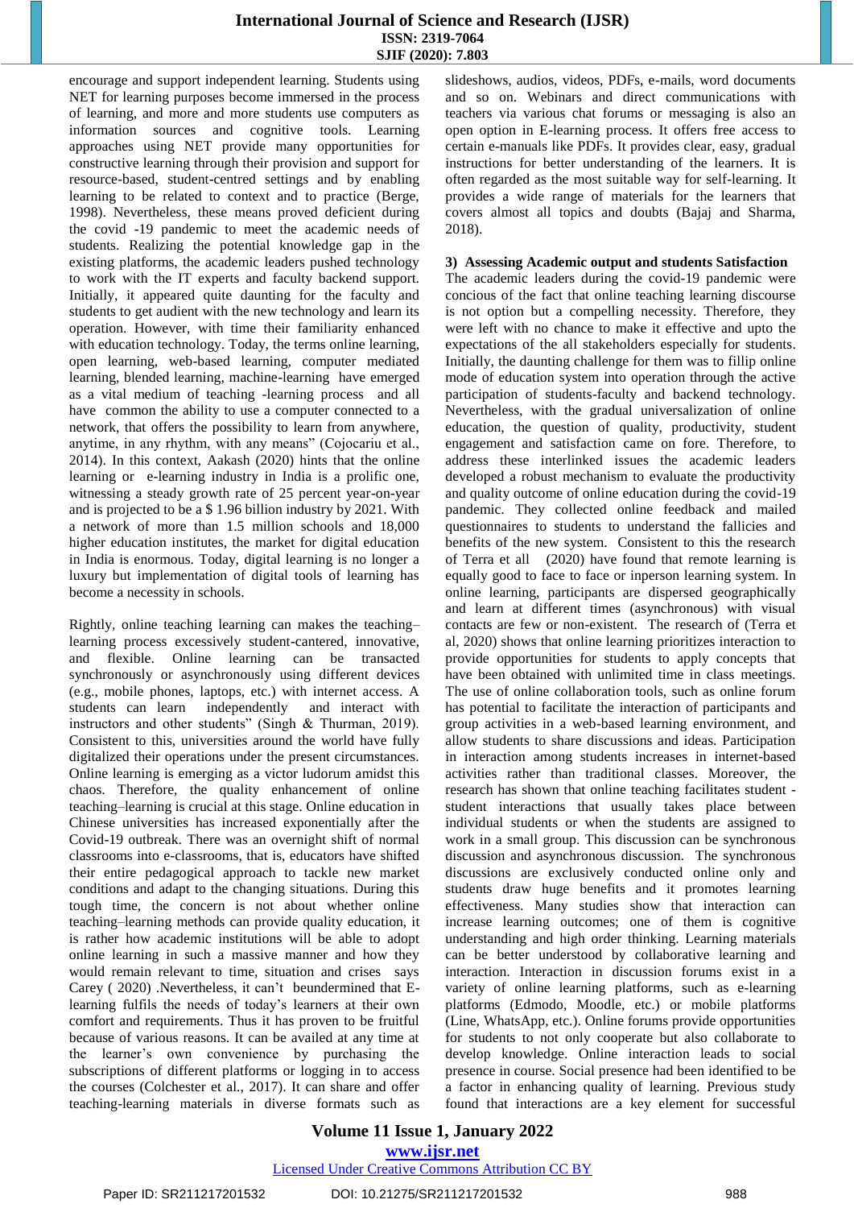encourage and support independent learning. Students using NET for learning purposes become immersed in the process of learning, and more and more students use computers as information sources and cognitive tools. Learning approaches using NET provide many opportunities for constructive learning through their provision and support for resource-based, student-centred settings and by enabling learning to be related to context and to practice (Berge, 1998). Nevertheless, these means proved deficient during the covid -19 pandemic to meet the academic needs of students. Realizing the potential knowledge gap in the existing platforms, the academic leaders pushed technology to work with the IT experts and faculty backend support. Initially, it appeared quite daunting for the faculty and students to get audient with the new technology and learn its operation. However, with time their familiarity enhanced with education technology. Today, the terms online learning, open learning, web-based learning, computer mediated learning, blended learning, machine-learning have emerged as a vital medium of teaching -learning process and all have common the ability to use a computer connected to a network, that offers the possibility to learn from anywhere, anytime, in any rhythm, with any means" (Cojocariu et al., 2014). In this context, Aakash (2020) hints that the online learning or e-learning industry in India is a prolific one, witnessing a steady growth rate of 25 percent year-on-year and is projected to be a $ 1.96 billion industry by 2021. With a network of more than 1.5 million schools and 18,000 higher education institutes, the market for digital education in India is enormous. Today, digital learning is no longer a luxury but implementation of digital tools of learning has become a necessity in schools.

Rightly, online teaching learning can makes the teaching–learning process excessively student-cantered, innovative, and flexible. Online learning can be transacted synchronously or asynchronously using different devices (e.g., mobile phones, laptops, etc.) with internet access. A students can learn independently and interact with instructors and other students" (Singh & Thurman, 2019). Consistent to this, universities around the world have fully digitalized their operations under the present circumstances. Online learning is emerging as a victor ludorum amidst this chaos. Therefore, the quality enhancement of online teaching–learning is crucial at this stage. Online education in Chinese universities has increased exponentially after the Covid-19 outbreak. There was an overnight shift of normal classrooms into e-classrooms, that is, educators have shifted their entire pedagogical approach to tackle new market conditions and adapt to the changing situations. During this tough time, the concern is not about whether online teaching–learning methods can provide quality education, it is rather how academic institutions will be able to adopt online learning in such a massive manner and how they would remain relevant to time, situation and crises says Carey ( 2020) .Nevertheless, it can't beundermined that E-learning fulfils the needs of today's learners at their own comfort and requirements. Thus it has proven to be fruitful because of various reasons. It can be availed at any time at the learner's own convenience by purchasing the subscriptions of different platforms or logging in to access the courses (Colchester et al., 2017). It can share and offer teaching-learning materials in diverse formats such as slideshows, audios, videos, PDFs, e-mails, word documents and so on. Webinars and direct communications with teachers via various chat forums or messaging is also an open option in E-learning process. It offers free access to certain e-manuals like PDFs. It provides clear, easy, gradual instructions for better understanding of the learners. It is often regarded as the most suitable way for self-learning. It provides a wide range of materials for the learners that covers almost all topics and doubts (Bajaj and Sharma, 2018).

**3) Assessing Academic output and students Satisfaction**

The academic leaders during the covid-19 pandemic were concious of the fact that online teaching learning discourse is not option but a compelling necessity. Therefore, they were left with no chance to make it effective and upto the expectations of the all stakeholders especially for students. Initially, the daunting challenge for them was to fillip online mode of education system into operation through the active participation of students-faculty and backend technology. Nevertheless, with the gradual universalization of online education, the question of quality, productivity, student engagement and satisfaction came on fore. Therefore, to address these interlinked issues the academic leaders developed a robust mechanism to evaluate the productivity and quality outcome of online education during the covid-19 pandemic. They collected online feedback and mailed questionnaires to students to understand the fallicies and benefits of the new system. Consistent to this the research of Terra et all (2020) have found that remote learning is equally good to face to face or inperson learning system. In online learning, participants are dispersed geographically and learn at different times (asynchronous) with visual contacts are few or non-existent. The research of (Terra et al, 2020) shows that online learning prioritizes interaction to provide opportunities for students to apply concepts that have been obtained with unlimited time in class meetings. The use of online collaboration tools, such as online forum has potential to facilitate the interaction of participants and group activities in a web-based learning environment, and allow students to share discussions and ideas. Participation in interaction among students increases in internet-based activities rather than traditional classes. Moreover, the research has shown that online teaching facilitates student - student interactions that usually takes place between individual students or when the students are assigned to work in a small group. This discussion can be synchronous discussion and asynchronous discussion. The synchronous discussions are exclusively conducted online only and students draw huge benefits and it promotes learning effectiveness. Many studies show that interaction can increase learning outcomes; one of them is cognitive understanding and high order thinking. Learning materials can be better understood by collaborative learning and interaction. Interaction in discussion forums exist in a variety of online learning platforms, such as e-learning platforms (Edmodo, Moodle, etc.) or mobile platforms (Line, WhatsApp, etc.). Online forums provide opportunities for students to not only cooperate but also collaborate to develop knowledge. Online interaction leads to social presence in course. Social presence had been identified to be a factor in enhancing quality of learning. Previous study found that interactions are a key element for successful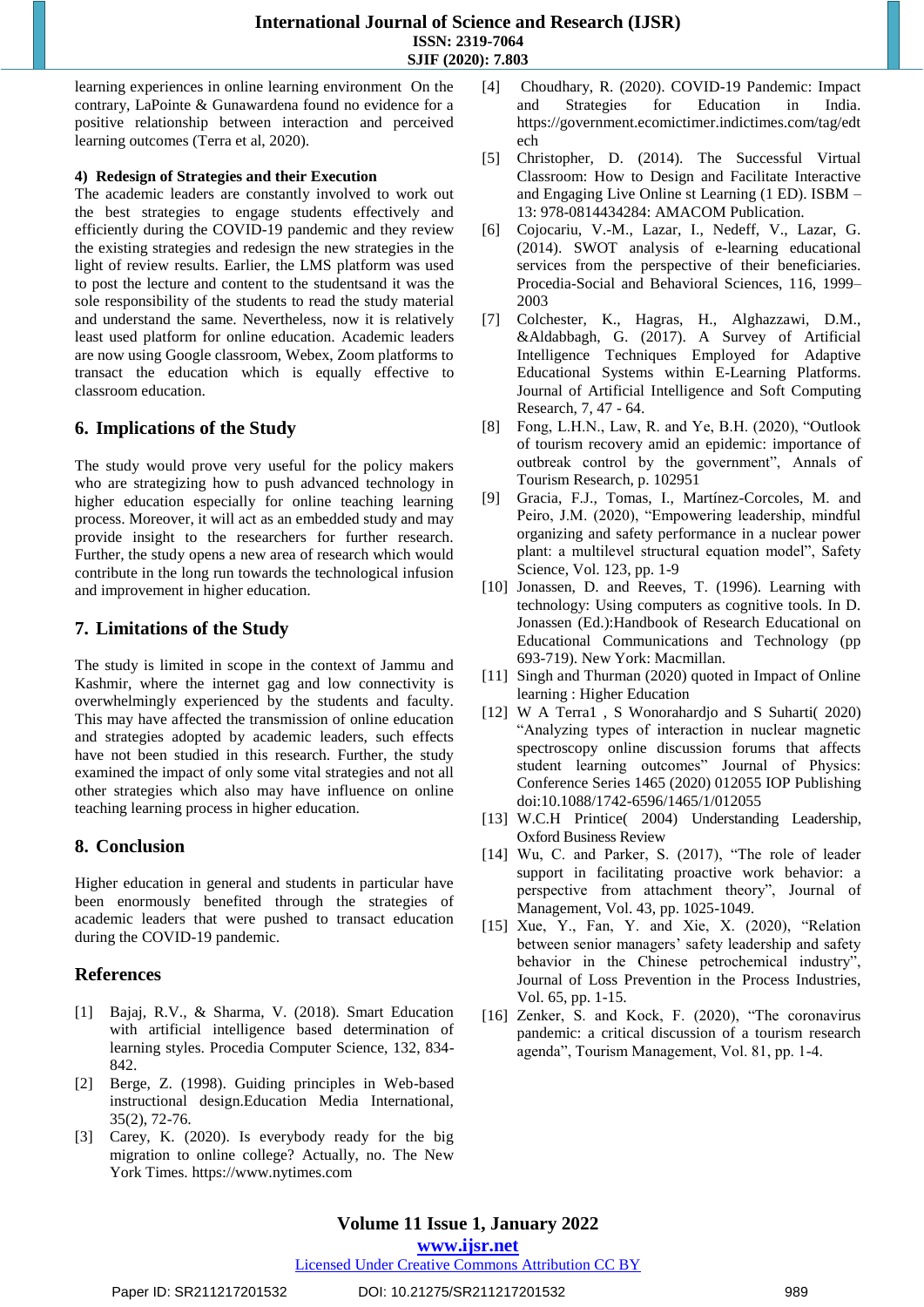learning experiences in online learning environment On the contrary, LaPointe & Gunawardena found no evidence for a positive relationship between interaction and perceived learning outcomes (Terra et al, 2020).

**4) Redesign of Strategies and their Execution**

The academic leaders are constantly involved to work out the best strategies to engage students effectively and efficiently during the COVID-19 pandemic and they review the existing strategies and redesign the new strategies in the light of review results. Earlier, the LMS platform was used to post the lecture and content to the studentsand it was the sole responsibility of the students to read the study material and understand the same. Nevertheless, now it is relatively least used platform for online education. Academic leaders are now using Google classroom, Webex, Zoom platforms to transact the education which is equally effective to classroom education.

## 6. Implications of the Study

The study would prove very useful for the policy makers who are strategizing how to push advanced technology in higher education especially for online teaching learning process. Moreover, it will act as an embedded study and may provide insight to the researchers for further research. Further, the study opens a new area of research which would contribute in the long run towards the technological infusion and improvement in higher education.

## 7. Limitations of the Study

The study is limited in scope in the context of Jammu and Kashmir, where the internet gag and low connectivity is overwhelmingly experienced by the students and faculty. This may have affected the transmission of online education and strategies adopted by academic leaders, such effects have not been studied in this research. Further, the study examined the impact of only some vital strategies and not all other strategies which also may have influence on online teaching learning process in higher education.

## 8. Conclusion

Higher education in general and students in particular have been enormously benefited through the strategies of academic leaders that were pushed to transact education during the COVID-19 pandemic.

## References

[1] Bajaj, R.V., & Sharma, V. (2018). Smart Education with artificial intelligence based determination of learning styles. Procedia Computer Science, 132, 834-842.

[2] Berge, Z. (1998). Guiding principles in Web-based instructional design.Education Media International, 35(2), 72-76.

[3] Carey, K. (2020). Is everybody ready for the big migration to online college? Actually, no. The New York Times. https://www.nytimes.com

[4] Choudhary, R. (2020). COVID-19 Pandemic: Impact and Strategies for Education in India. https://government.ecomictimer.indictimes.com/tag/edtech

[5] Christopher, D. (2014). The Successful Virtual Classroom: How to Design and Facilitate Interactive and Engaging Live Online st Learning (1 ED). ISBM – 13: 978-0814434284: AMACOM Publication.

[6] Cojocariu, V.-M., Lazar, I., Nedeff, V., Lazar, G. (2014). SWOT analysis of e-learning educational services from the perspective of their beneficiaries. Procedia-Social and Behavioral Sciences, 116, 1999–2003

[7] Colchester, K., Hagras, H., Alghazzawi, D.M., &Aldabbagh, G. (2017). A Survey of Artificial Intelligence Techniques Employed for Adaptive Educational Systems within E-Learning Platforms. Journal of Artificial Intelligence and Soft Computing Research, 7, 47 - 64.

[8] Fong, L.H.N., Law, R. and Ye, B.H. (2020), "Outlook of tourism recovery amid an epidemic: importance of outbreak control by the government", Annals of Tourism Research, p. 102951

[9] Gracia, F.J., Tomas, I., Martínez-Corcoles, M. and Peiro, J.M. (2020), "Empowering leadership, mindful organizing and safety performance in a nuclear power plant: a multilevel structural equation model", Safety Science, Vol. 123, pp. 1-9

[10] Jonassen, D. and Reeves, T. (1996). Learning with technology: Using computers as cognitive tools. In D. Jonassen (Ed.):Handbook of Research Educational on Educational Communications and Technology (pp 693-719). New York: Macmillan.

[11] Singh and Thurman (2020) quoted in Impact of Online learning : Higher Education

[12] W A Terra1 , S Wonorahardjo and S Suharti( 2020) "Analyzing types of interaction in nuclear magnetic spectroscopy online discussion forums that affects student learning outcomes" Journal of Physics: Conference Series 1465 (2020) 012055 IOP Publishing doi:10.1088/1742-6596/1465/1/012055

[13] W.C.H Printice( 2004) Understanding Leadership, Oxford Business Review

[14] Wu, C. and Parker, S. (2017), "The role of leader support in facilitating proactive work behavior: a perspective from attachment theory", Journal of Management, Vol. 43, pp. 1025-1049.

[15] Xue, Y., Fan, Y. and Xie, X. (2020), "Relation between senior managers' safety leadership and safety behavior in the Chinese petrochemical industry", Journal of Loss Prevention in the Process Industries, Vol. 65, pp. 1-15.

[16] Zenker, S. and Kock, F. (2020), "The coronavirus pandemic: a critical discussion of a tourism research agenda", Tourism Management, Vol. 81, pp. 1-4.